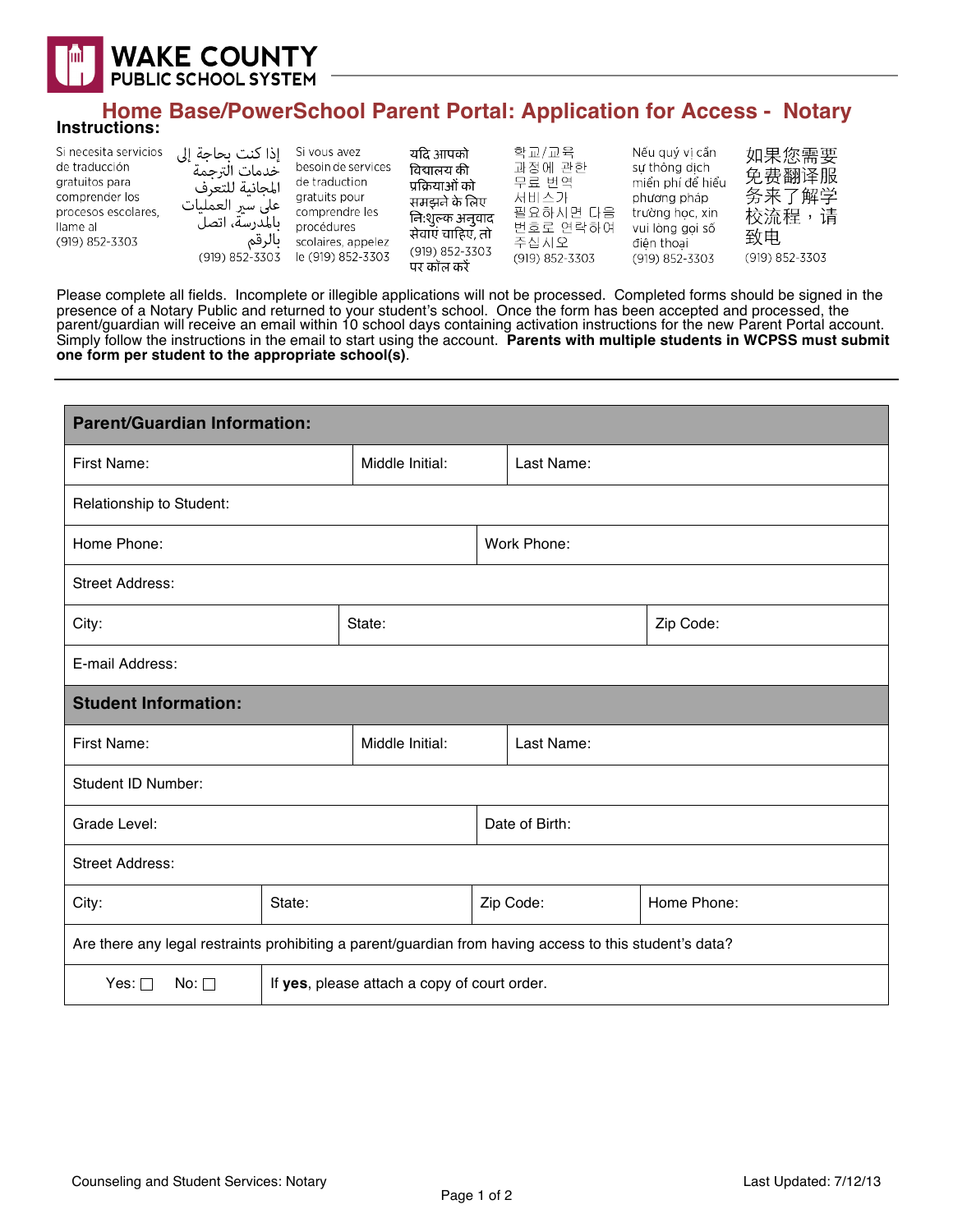WAKE COUNTY
PUBLIC SCHOOL SYSTEM

# Home Base/PowerSchool Parent Portal: Application for Access - Notary

**Instructions:**

Si necesita servicios de traducción gratuitos para comprender los procesos escolares, llame al (919) 852-3303

إذا كنت بحاجة إلى خدمات الترجمة المجانية للتعرف على سير العمليات بالمدرسة، اتصل بالرقم (919) 852-3303

Si vous avez besoin de services de traduction gratuits pour comprendre les procédures scolaires, appelez le (919) 852-3303

यदि आपको विद्यालय की प्रक्रियाओं को समझने के लिए नि:शुल्क अनुवाद सेवाएं चाहिए, तो (919) 852-3303 पर कॉल करें

학교/교육 과정에 관한 무료 번역 서비스가 필요하시면 다음 번호로 연락하여 주십시오 (919) 852-3303

Nếu quý vị cần sự thông dịch miễn phí để hiểu phương pháp trường học, xin vui lòng gọi số điện thoại (919) 852-3303

如果您需要免费翻译服务来了解学校流程，请致电 (919) 852-3303

Please complete all fields. Incomplete or illegible applications will not be processed. Completed forms should be signed in the presence of a Notary Public and returned to your student's school. Once the form has been accepted and processed, the parent/guardian will receive an email within 10 school days containing activation instructions for the new Parent Portal account. Simply follow the instructions in the email to start using the account. **Parents with multiple students in WCPSS must submit one form per student to the appropriate school(s)**.

| **Parent/Guardian Information:** | | | |
|---|---|---|---|
| First Name: | Middle Initial: | Last Name: | |
| Relationship to Student: | | | |
| Home Phone: | | Work Phone: | |
| Street Address: | | | |
| City: | State: | | Zip Code: |
| E-mail Address: | | | |

| **Student Information:** | | | |
|---|---|---|---|
| First Name: | Middle Initial: | Last Name: | |
| Student ID Number: | | | |
| Grade Level: | | Date of Birth: | |
| Street Address: | | | |
| City: | State: | Zip Code: | Home Phone: |
| Are there any legal restraints prohibiting a parent/guardian from having access to this student's data? | | | |
| Yes: ☐ No: ☐ | If **yes**, please attach a copy of court order. | | |

Counseling and Student Services: Notary

Last Updated: 7/12/13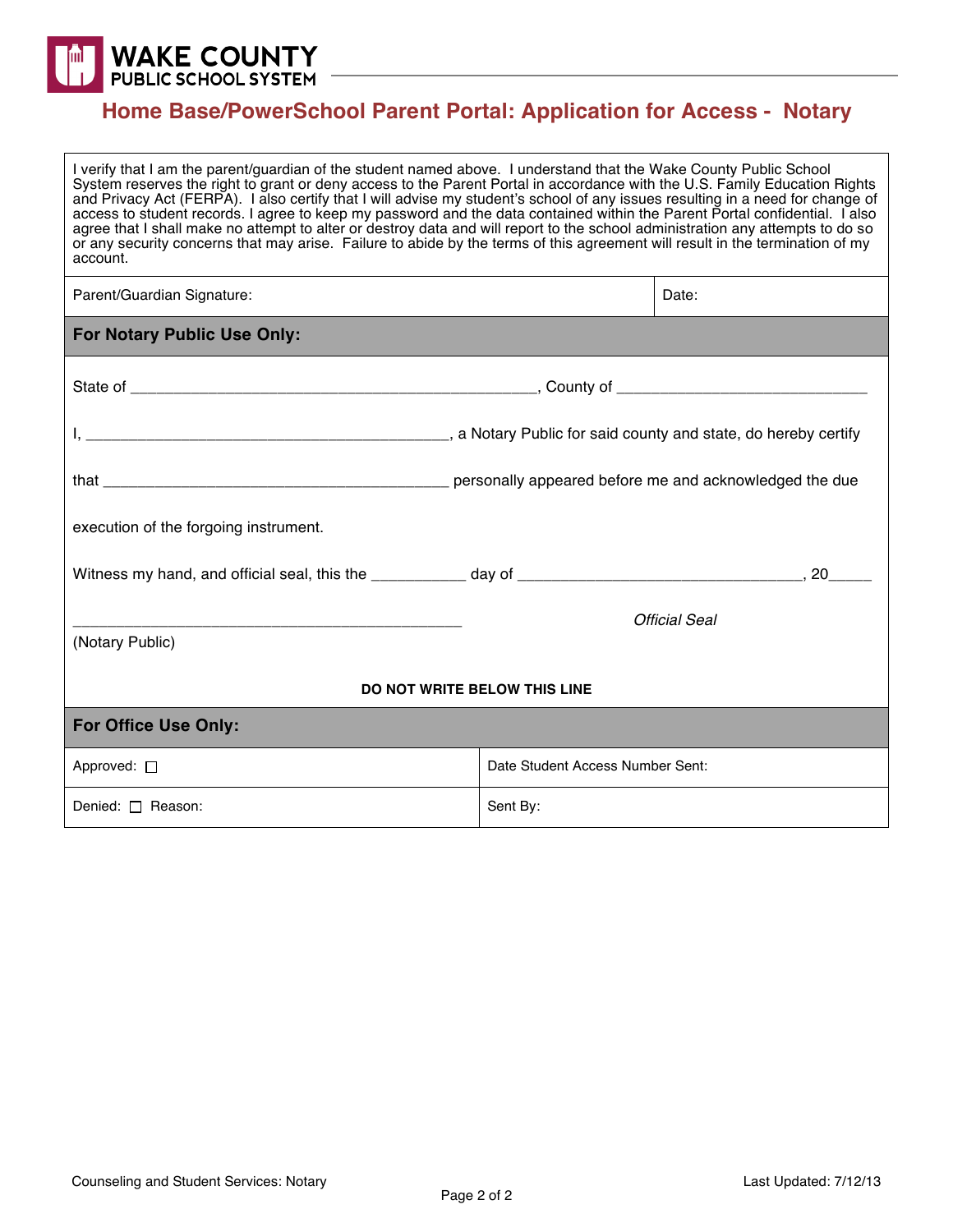WAKE COUNTY
PUBLIC SCHOOL SYSTEM

# Home Base/PowerSchool Parent Portal: Application for Access - Notary

I verify that I am the parent/guardian of the student named above. I understand that the Wake County Public School System reserves the right to grant or deny access to the Parent Portal in accordance with the U.S. Family Education Rights and Privacy Act (FERPA). I also certify that I will advise my student's school of any issues resulting in a need for change of access to student records. I agree to keep my password and the data contained within the Parent Portal confidential. I also agree that I shall make no attempt to alter or destroy data and will report to the school administration any attempts to do so or any security concerns that may arise. Failure to abide by the terms of this agreement will result in the termination of my account.

| | |
|---|---|
| Parent/Guardian Signature: | Date: |

**For Notary Public Use Only:**

State of ________________________________________________, County of _____________________________

I, ___________________________________________, a Notary Public for said county and state, do hereby certify

that _________________________________________ personally appeared before me and acknowledged the due

execution of the forgoing instrument.

Witness my hand, and official seal, this the ___________ day of _________________________________, 20_____

______________________________________________ *Official Seal*

(Notary Public)

**DO NOT WRITE BELOW THIS LINE**

**For Office Use Only:**

| | |
|---|---|
| Approved: ☐ | Date Student Access Number Sent: |
| Denied: ☐ Reason: | Sent By: |

Counseling and Student Services: Notary

Last Updated: 7/12/13